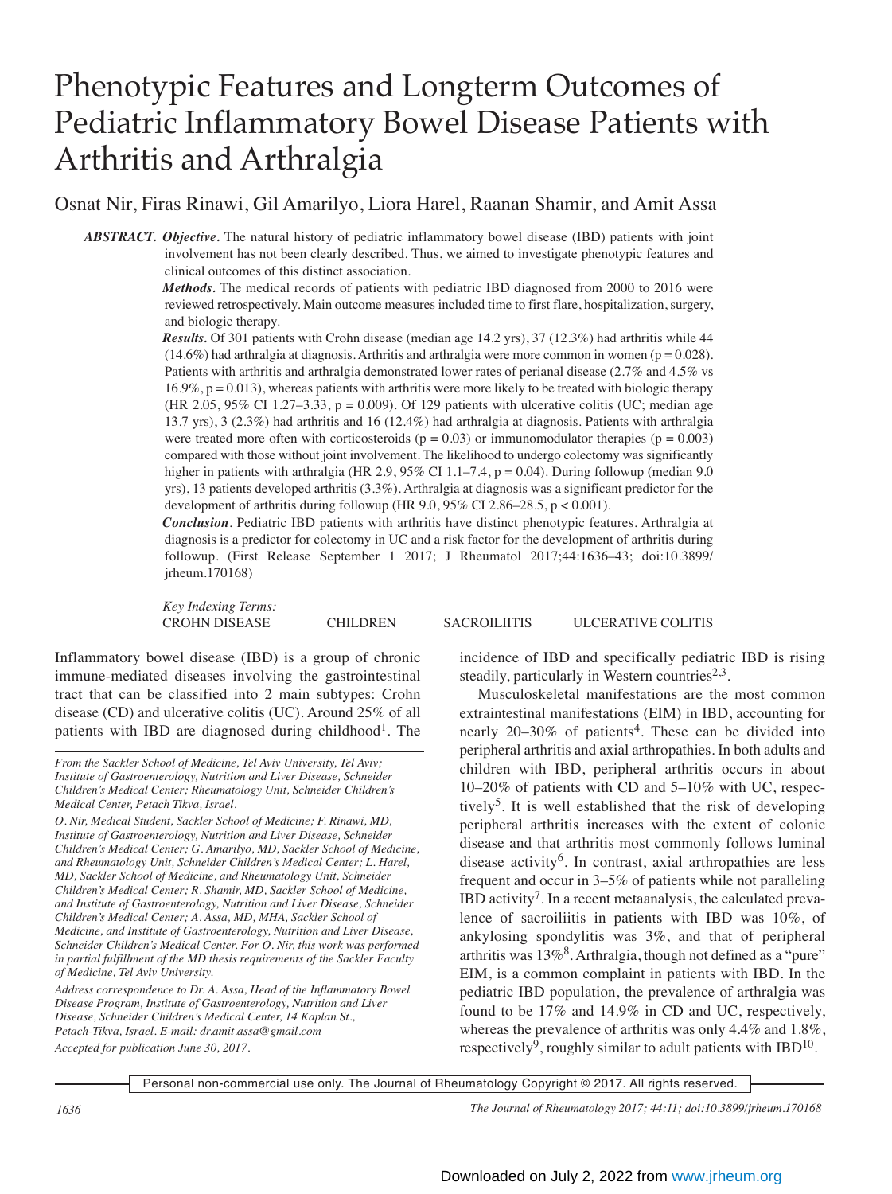# Phenotypic Features and Longterm Outcomes of Pediatric Inflammatory Bowel Disease Patients with Arthritis and Arthralgia

Osnat Nir, Firas Rinawi, Gil Amarilyo, Liora Harel, Raanan Shamir, and Amit Assa

***ABSTRACT.*** ***Objective.*** The natural history of pediatric inflammatory bowel disease (IBD) patients with joint involvement has not been clearly described. Thus, we aimed to investigate phenotypic features and clinical outcomes of this distinct association.

***Methods.*** The medical records of patients with pediatric IBD diagnosed from 2000 to 2016 were reviewed retrospectively. Main outcome measures included time to first flare, hospitalization, surgery, and biologic therapy.

***Results.*** Of 301 patients with Crohn disease (median age 14.2 yrs), 37 (12.3%) had arthritis while 44 (14.6%) had arthralgia at diagnosis. Arthritis and arthralgia were more common in women ($p = 0.028$). Patients with arthritis and arthralgia demonstrated lower rates of perianal disease (2.7% and 4.5% vs 16.9%, $p = 0.013$), whereas patients with arthritis were more likely to be treated with biologic therapy (HR 2.05, 95% CI 1.27–3.33, $p = 0.009$). Of 129 patients with ulcerative colitis (UC; median age 13.7 yrs), 3 (2.3%) had arthritis and 16 (12.4%) had arthralgia at diagnosis. Patients with arthralgia were treated more often with corticosteroids ($p = 0.03$) or immunomodulator therapies ($p = 0.003$) compared with those without joint involvement. The likelihood to undergo colectomy was significantly higher in patients with arthralgia (HR 2.9, 95% CI 1.1–7.4, $p = 0.04$). During followup (median 9.0 yrs), 13 patients developed arthritis (3.3%). Arthralgia at diagnosis was a significant predictor for the development of arthritis during followup (HR 9.0, 95% CI 2.86–28.5, $p < 0.001$).

***Conclusion.*** Pediatric IBD patients with arthritis have distinct phenotypic features. Arthralgia at diagnosis is a predictor for colectomy in UC and a risk factor for the development of arthritis during followup. (First Release September 1 2017; J Rheumatol 2017;44:1636–43; doi:10.3899/jrheum.170168)

*Key Indexing Terms:*
CROHN DISEASE CHILDREN SACROILIITIS ULCERATIVE COLITIS

Inflammatory bowel disease (IBD) is a group of chronic immune-mediated diseases involving the gastrointestinal tract that can be classified into 2 main subtypes: Crohn disease (CD) and ulcerative colitis (UC). Around 25% of all patients with IBD are diagnosed during childhood[1]. The incidence of IBD and specifically pediatric IBD is rising steadily, particularly in Western countries[2,3].

Musculoskeletal manifestations are the most common extraintestinal manifestations (EIM) in IBD, accounting for nearly 20–30% of patients[4]. These can be divided into peripheral arthritis and axial arthropathies. In both adults and children with IBD, peripheral arthritis occurs in about 10–20% of patients with CD and 5–10% with UC, respectively[5]. It is well established that the risk of developing peripheral arthritis increases with the extent of colonic disease and that arthritis most commonly follows luminal disease activity[6]. In contrast, axial arthropathies are less frequent and occur in 3–5% of patients while not paralleling IBD activity[7]. In a recent metaanalysis, the calculated prevalence of sacroiliitis in patients with IBD was 10%, of ankylosing spondylitis was 3%, and that of peripheral arthritis was 13%[8]. Arthralgia, though not defined as a "pure" EIM, is a common complaint in patients with IBD. In the pediatric IBD population, the prevalence of arthralgia was found to be 17% and 14.9% in CD and UC, respectively, whereas the prevalence of arthritis was only 4.4% and 1.8%, respectively[9], roughly similar to adult patients with IBD[10].

*From the Sackler School of Medicine, Tel Aviv University, Tel Aviv; Institute of Gastroenterology, Nutrition and Liver Disease, Schneider Children's Medical Center; Rheumatology Unit, Schneider Children's Medical Center, Petach Tikva, Israel.*

*O. Nir, Medical Student, Sackler School of Medicine; F. Rinawi, MD, Institute of Gastroenterology, Nutrition and Liver Disease, Schneider Children's Medical Center; G. Amarilyo, MD, Sackler School of Medicine, and Rheumatology Unit, Schneider Children's Medical Center; L. Harel, MD, Sackler School of Medicine, and Rheumatology Unit, Schneider Children's Medical Center; R. Shamir, MD, Sackler School of Medicine, and Institute of Gastroenterology, Nutrition and Liver Disease, Schneider Children's Medical Center; A. Assa, MD, MHA, Sackler School of Medicine, and Institute of Gastroenterology, Nutrition and Liver Disease, Schneider Children's Medical Center. For O. Nir, this work was performed in partial fulfillment of the MD thesis requirements of the Sackler Faculty of Medicine, Tel Aviv University.*

*Address correspondence to Dr. A. Assa, Head of the Inflammatory Bowel Disease Program, Institute of Gastroenterology, Nutrition and Liver Disease, Schneider Children's Medical Center, 14 Kaplan St., Petach-Tikva, Israel. E-mail: dr.amit.assa@gmail.com*

*Accepted for publication June 30, 2017.*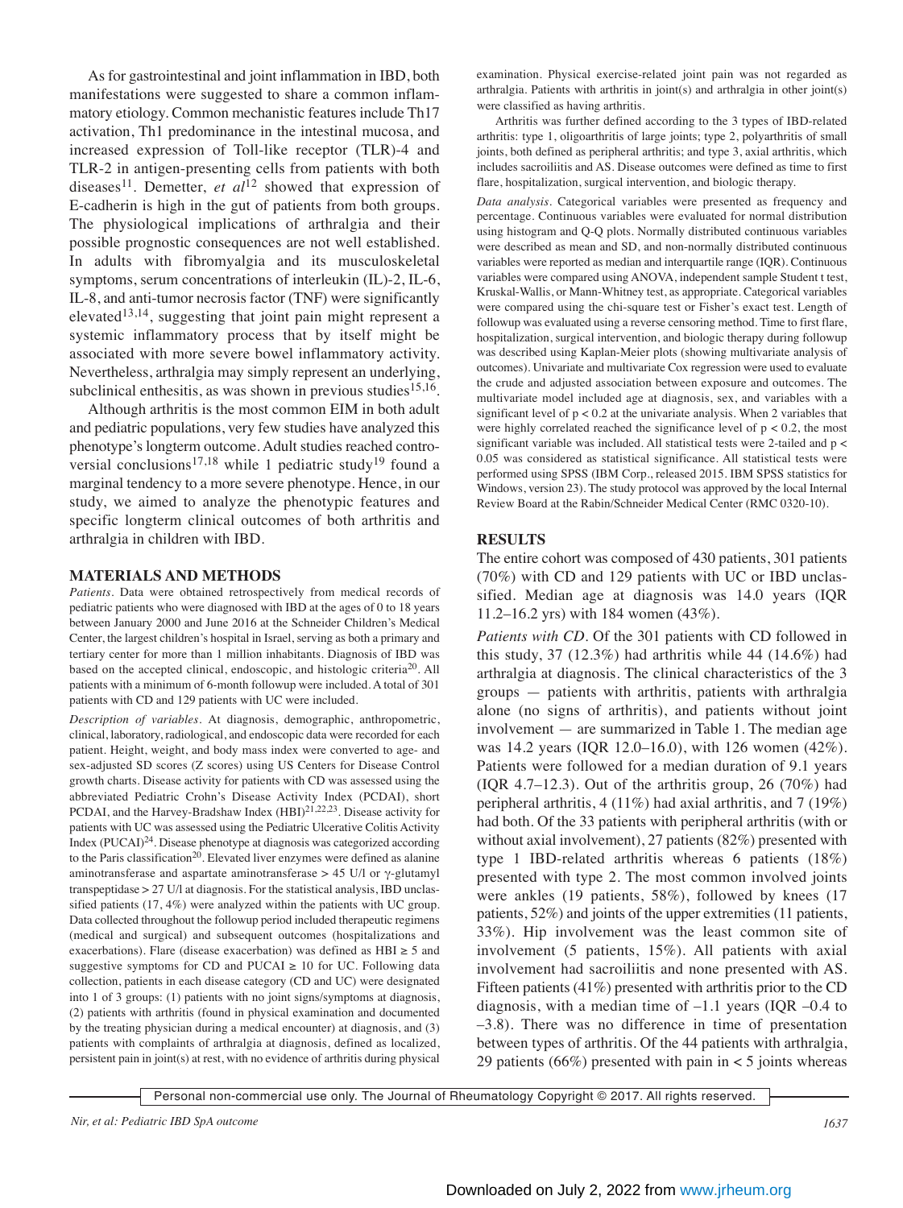As for gastrointestinal and joint inflammation in IBD, both manifestations were suggested to share a common inflammatory etiology. Common mechanistic features include Th17 activation, Th1 predominance in the intestinal mucosa, and increased expression of Toll-like receptor (TLR)-4 and TLR-2 in antigen-presenting cells from patients with both diseases[11]. Demetter, *et al*[12] showed that expression of E-cadherin is high in the gut of patients from both groups. The physiological implications of arthralgia and their possible prognostic consequences are not well established. In adults with fibromyalgia and its musculoskeletal symptoms, serum concentrations of interleukin (IL)-2, IL-6, IL-8, and anti-tumor necrosis factor (TNF) were significantly elevated[13,14], suggesting that joint pain might represent a systemic inflammatory process that by itself might be associated with more severe bowel inflammatory activity. Nevertheless, arthralgia may simply represent an underlying, subclinical enthesitis, as was shown in previous studies[15,16].

Although arthritis is the most common EIM in both adult and pediatric populations, very few studies have analyzed this phenotype's longterm outcome. Adult studies reached controversial conclusions[17,18] while 1 pediatric study[19] found a marginal tendency to a more severe phenotype. Hence, in our study, we aimed to analyze the phenotypic features and specific longterm clinical outcomes of both arthritis and arthralgia in children with IBD.

## MATERIALS AND METHODS

*Patients.* Data were obtained retrospectively from medical records of pediatric patients who were diagnosed with IBD at the ages of 0 to 18 years between January 2000 and June 2016 at the Schneider Children's Medical Center, the largest children's hospital in Israel, serving as both a primary and tertiary center for more than 1 million inhabitants. Diagnosis of IBD was based on the accepted clinical, endoscopic, and histologic criteria[20]. All patients with a minimum of 6-month followup were included. A total of 301 patients with CD and 129 patients with UC were included.

*Description of variables.* At diagnosis, demographic, anthropometric, clinical, laboratory, radiological, and endoscopic data were recorded for each patient. Height, weight, and body mass index were converted to age- and sex-adjusted SD scores (Z scores) using US Centers for Disease Control growth charts. Disease activity for patients with CD was assessed using the abbreviated Pediatric Crohn's Disease Activity Index (PCDAI), short PCDAI, and the Harvey-Bradshaw Index (HBI)[21,22,23]. Disease activity for patients with UC was assessed using the Pediatric Ulcerative Colitis Activity Index (PUCAI)[24]. Disease phenotype at diagnosis was categorized according to the Paris classification[20]. Elevated liver enzymes were defined as alanine aminotransferase and aspartate aminotransferase > 45 U/l or γ-glutamyl transpeptidase > 27 U/l at diagnosis. For the statistical analysis, IBD unclassified patients (17, 4%) were analyzed within the patients with UC group. Data collected throughout the followup period included therapeutic regimens (medical and surgical) and subsequent outcomes (hospitalizations and exacerbations). Flare (disease exacerbation) was defined as HBI ≥ 5 and suggestive symptoms for CD and PUCAI ≥ 10 for UC. Following data collection, patients in each disease category (CD and UC) were designated into 1 of 3 groups: (1) patients with no joint signs/symptoms at diagnosis, (2) patients with arthritis (found in physical examination and documented by the treating physician during a medical encounter) at diagnosis, and (3) patients with complaints of arthralgia at diagnosis, defined as localized, persistent pain in joint(s) at rest, with no evidence of arthritis during physical examination. Physical exercise-related joint pain was not regarded as arthralgia. Patients with arthritis in joint(s) and arthralgia in other joint(s) were classified as having arthritis.

Arthritis was further defined according to the 3 types of IBD-related arthritis: type 1, oligoarthritis of large joints; type 2, polyarthritis of small joints, both defined as peripheral arthritis; and type 3, axial arthritis, which includes sacroiliitis and AS. Disease outcomes were defined as time to first flare, hospitalization, surgical intervention, and biologic therapy.

*Data analysis.* Categorical variables were presented as frequency and percentage. Continuous variables were evaluated for normal distribution using histogram and Q-Q plots. Normally distributed continuous variables were described as mean and SD, and non-normally distributed continuous variables were reported as median and interquartile range (IQR). Continuous variables were compared using ANOVA, independent sample Student t test, Kruskal-Wallis, or Mann-Whitney test, as appropriate. Categorical variables were compared using the chi-square test or Fisher's exact test. Length of followup was evaluated using a reverse censoring method. Time to first flare, hospitalization, surgical intervention, and biologic therapy during followup was described using Kaplan-Meier plots (showing multivariate analysis of outcomes). Univariate and multivariate Cox regression were used to evaluate the crude and adjusted association between exposure and outcomes. The multivariate model included age at diagnosis, sex, and variables with a significant level of $p < 0.2$ at the univariate analysis. When 2 variables that were highly correlated reached the significance level of $p < 0.2$, the most significant variable was included. All statistical tests were 2-tailed and $p < 0.05$ was considered as statistical significance. All statistical tests were performed using SPSS (IBM Corp., released 2015. IBM SPSS statistics for Windows, version 23). The study protocol was approved by the local Internal Review Board at the Rabin/Schneider Medical Center (RMC 0320-10).

## RESULTS

The entire cohort was composed of 430 patients, 301 patients (70%) with CD and 129 patients with UC or IBD unclassified. Median age at diagnosis was 14.0 years (IQR 11.2–16.2 yrs) with 184 women (43%).

*Patients with CD.* Of the 301 patients with CD followed in this study, 37 (12.3%) had arthritis while 44 (14.6%) had arthralgia at diagnosis. The clinical characteristics of the 3 groups — patients with arthritis, patients with arthralgia alone (no signs of arthritis), and patients without joint involvement — are summarized in Table 1. The median age was 14.2 years (IQR 12.0–16.0), with 126 women (42%). Patients were followed for a median duration of 9.1 years (IQR 4.7–12.3). Out of the arthritis group, 26 (70%) had peripheral arthritis, 4 (11%) had axial arthritis, and 7 (19%) had both. Of the 33 patients with peripheral arthritis (with or without axial involvement), 27 patients (82%) presented with type 1 IBD-related arthritis whereas 6 patients (18%) presented with type 2. The most common involved joints were ankles (19 patients, 58%), followed by knees (17 patients, 52%) and joints of the upper extremities (11 patients, 33%). Hip involvement was the least common site of involvement (5 patients, 15%). All patients with axial involvement had sacroiliitis and none presented with AS. Fifteen patients (41%) presented with arthritis prior to the CD diagnosis, with a median time of –1.1 years (IQR –0.4 to –3.8). There was no difference in time of presentation between types of arthritis. Of the 44 patients with arthralgia, 29 patients (66%) presented with pain in < 5 joints whereas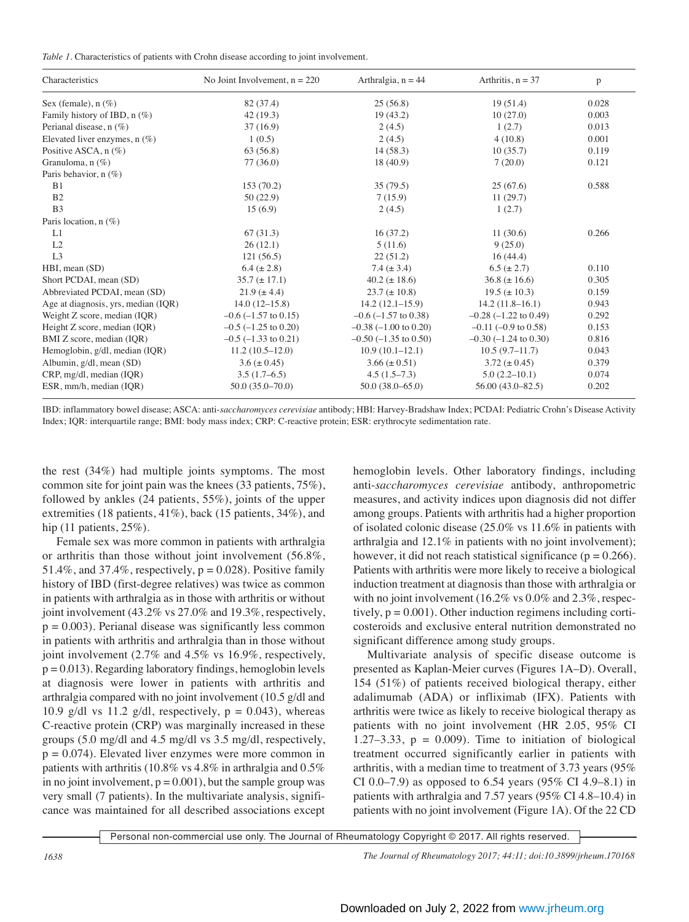*Table 1*. Characteristics of patients with Crohn disease according to joint involvement.

| Characteristics | No Joint Involvement, n = 220 | Arthralgia, n = 44 | Arthritis, n = 37 | p |
|---|---|---|---|---|
| Sex (female), n (%) | 82 (37.4) | 25 (56.8) | 19 (51.4) | 0.028 |
| Family history of IBD, n (%) | 42 (19.3) | 19 (43.2) | 10 (27.0) | 0.003 |
| Perianal disease, n (%) | 37 (16.9) | 2 (4.5) | 1 (2.7) | 0.013 |
| Elevated liver enzymes, n (%) | 1 (0.5) | 2 (4.5) | 4 (10.8) | 0.001 |
| Positive ASCA, n (%) | 63 (56.8) | 14 (58.3) | 10 (35.7) | 0.119 |
| Granuloma, n (%) | 77 (36.0) | 18 (40.9) | 7 (20.0) | 0.121 |
| Paris behavior, n (%) | | | | |
| B1 | 153 (70.2) | 35 (79.5) | 25 (67.6) | 0.588 |
| B2 | 50 (22.9) | 7 (15.9) | 11 (29.7) | |
| B3 | 15 (6.9) | 2 (4.5) | 1 (2.7) | |
| Paris location, n (%) | | | | |
| L1 | 67 (31.3) | 16 (37.2) | 11 (30.6) | 0.266 |
| L2 | 26 (12.1) | 5 (11.6) | 9 (25.0) | |
| L3 | 121 (56.5) | 22 (51.2) | 16 (44.4) | |
| HBI, mean (SD) | 6.4 (± 2.8) | 7.4 (± 3.4) | 6.5 (± 2.7) | 0.110 |
| Short PCDAI, mean (SD) | 35.7 (± 17.1) | 40.2 (± 18.6) | 36.8 (± 16.6) | 0.305 |
| Abbreviated PCDAI, mean (SD) | 21.9 (± 4.4) | 23.7 (± 10.8) | 19.5 (± 10.3) | 0.159 |
| Age at diagnosis, yrs, median (IQR) | 14.0 (12–15.8) | 14.2 (12.1–15.9) | 14.2 (11.8–16.1) | 0.943 |
| Weight Z score, median (IQR) | –0.6 (–1.57 to 0.15) | –0.6 (–1.57 to 0.38) | –0.28 (–1.22 to 0.49) | 0.292 |
| Height Z score, median (IQR) | –0.5 (–1.25 to 0.20) | –0.38 (–1.00 to 0.20) | –0.11 (–0.9 to 0.58) | 0.153 |
| BMI Z score, median (IQR) | –0.5 (–1.33 to 0.21) | –0.50 (–1.35 to 0.50) | –0.30 (–1.24 to 0.30) | 0.816 |
| Hemoglobin, g/dl, median (IQR) | 11.2 (10.5–12.0) | 10.9 (10.1–12.1) | 10.5 (9.7–11.7) | 0.043 |
| Albumin, g/dl, mean (SD) | 3.6 (± 0.45) | 3.66 (± 0.51) | 3.72 (± 0.45) | 0.379 |
| CRP, mg/dl, median (IQR) | 3.5 (1.7–6.5) | 4.5 (1.5–7.3) | 5.0 (2.2–10.1) | 0.074 |
| ESR, mm/h, median (IQR) | 50.0 (35.0–70.0) | 50.0 (38.0–65.0) | 56.00 (43.0–82.5) | 0.202 |

IBD: inflammatory bowel disease; ASCA: anti-*saccharomyces cerevisiae* antibody; HBI: Harvey-Bradshaw Index; PCDAI: Pediatric Crohn's Disease Activity Index; IQR: interquartile range; BMI: body mass index; CRP: C-reactive protein; ESR: erythrocyte sedimentation rate.

the rest (34%) had multiple joints symptoms. The most common site for joint pain was the knees (33 patients, 75%), followed by ankles (24 patients, 55%), joints of the upper extremities (18 patients, 41%), back (15 patients, 34%), and hip (11 patients, 25%).

Female sex was more common in patients with arthralgia or arthritis than those without joint involvement (56.8%, 51.4%, and 37.4%, respectively, p = 0.028). Positive family history of IBD (first-degree relatives) was twice as common in patients with arthralgia as in those with arthritis or without joint involvement (43.2% vs 27.0% and 19.3%, respectively, p = 0.003). Perianal disease was significantly less common in patients with arthritis and arthralgia than in those without joint involvement (2.7% and 4.5% vs 16.9%, respectively, p = 0.013). Regarding laboratory findings, hemoglobin levels at diagnosis were lower in patients with arthritis and arthralgia compared with no joint involvement (10.5 g/dl and 10.9 g/dl vs 11.2 g/dl, respectively, p = 0.043), whereas C-reactive protein (CRP) was marginally increased in these groups (5.0 mg/dl and 4.5 mg/dl vs 3.5 mg/dl, respectively, p = 0.074). Elevated liver enzymes were more common in patients with arthritis (10.8% vs 4.8% in arthralgia and 0.5% in no joint involvement, p = 0.001), but the sample group was very small (7 patients). In the multivariate analysis, significance was maintained for all described associations except hemoglobin levels. Other laboratory findings, including anti-*saccharomyces cerevisiae* antibody, anthropometric measures, and activity indices upon diagnosis did not differ among groups. Patients with arthritis had a higher proportion of isolated colonic disease (25.0% vs 11.6% in patients with arthralgia and 12.1% in patients with no joint involvement); however, it did not reach statistical significance (p = 0.266). Patients with arthritis were more likely to receive a biological induction treatment at diagnosis than those with arthralgia or with no joint involvement (16.2% vs 0.0% and 2.3%, respectively, p = 0.001). Other induction regimens including corticosteroids and exclusive enteral nutrition demonstrated no significant difference among study groups.

Multivariate analysis of specific disease outcome is presented as Kaplan-Meier curves (Figures 1A–D). Overall, 154 (51%) of patients received biological therapy, either adalimumab (ADA) or infliximab (IFX). Patients with arthritis were twice as likely to receive biological therapy as patients with no joint involvement (HR 2.05, 95% CI 1.27–3.33, p = 0.009). Time to initiation of biological treatment occurred significantly earlier in patients with arthritis, with a median time to treatment of 3.73 years (95% CI 0.0–7.9) as opposed to 6.54 years (95% CI 4.9–8.1) in patients with arthralgia and 7.57 years (95% CI 4.8–10.4) in patients with no joint involvement (Figure 1A). Of the 22 CD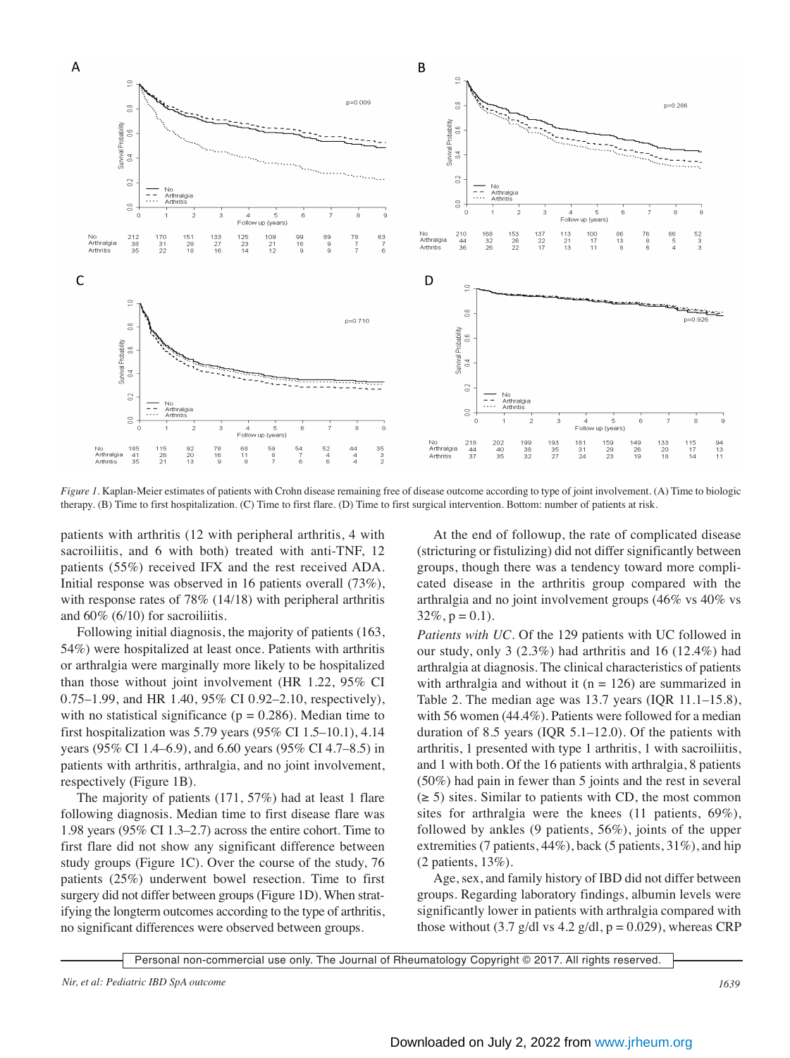*Figure 1.* Kaplan-Meier estimates of patients with Crohn disease remaining free of disease outcome according to type of joint involvement. (A) Time to biologic therapy. (B) Time to first hospitalization. (C) Time to first flare. (D) Time to first surgical intervention. Bottom: number of patients at risk.

patients with arthritis (12 with peripheral arthritis, 4 with sacroiliitis, and 6 with both) treated with anti-TNF, 12 patients (55%) received IFX and the rest received ADA. Initial response was observed in 16 patients overall (73%), with response rates of 78% (14/18) with peripheral arthritis and 60% (6/10) for sacroiliitis.

Following initial diagnosis, the majority of patients (163, 54%) were hospitalized at least once. Patients with arthritis or arthralgia were marginally more likely to be hospitalized than those without joint involvement (HR 1.22, 95% CI 0.75–1.99, and HR 1.40, 95% CI 0.92–2.10, respectively), with no statistical significance ($p = 0.286$). Median time to first hospitalization was 5.79 years (95% CI 1.5–10.1), 4.14 years (95% CI 1.4–6.9), and 6.60 years (95% CI 4.7–8.5) in patients with arthritis, arthralgia, and no joint involvement, respectively (Figure 1B).

The majority of patients (171, 57%) had at least 1 flare following diagnosis. Median time to first disease flare was 1.98 years (95% CI 1.3–2.7) across the entire cohort. Time to first flare did not show any significant difference between study groups (Figure 1C). Over the course of the study, 76 patients (25%) underwent bowel resection. Time to first surgery did not differ between groups (Figure 1D). When stratifying the longterm outcomes according to the type of arthritis, no significant differences were observed between groups.

At the end of followup, the rate of complicated disease (stricturing or fistulizing) did not differ significantly between groups, though there was a tendency toward more complicated disease in the arthritis group compared with the arthralgia and no joint involvement groups (46% vs 40% vs 32%, $p = 0.1$).

*Patients with UC.* Of the 129 patients with UC followed in our study, only 3 (2.3%) had arthritis and 16 (12.4%) had arthralgia at diagnosis. The clinical characteristics of patients with arthralgia and without it (n = 126) are summarized in Table 2. The median age was 13.7 years (IQR 11.1–15.8), with 56 women (44.4%). Patients were followed for a median duration of 8.5 years (IQR 5.1–12.0). Of the patients with arthritis, 1 presented with type 1 arthritis, 1 with sacroiliitis, and 1 with both. Of the 16 patients with arthralgia, 8 patients (50%) had pain in fewer than 5 joints and the rest in several ($\geq 5$) sites. Similar to patients with CD, the most common sites for arthralgia were the knees (11 patients, 69%), followed by ankles (9 patients, 56%), joints of the upper extremities (7 patients, 44%), back (5 patients, 31%), and hip (2 patients, 13%).

Age, sex, and family history of IBD did not differ between groups. Regarding laboratory findings, albumin levels were significantly lower in patients with arthralgia compared with those without (3.7 g/dl vs 4.2 g/dl, $p = 0.029$), whereas CRP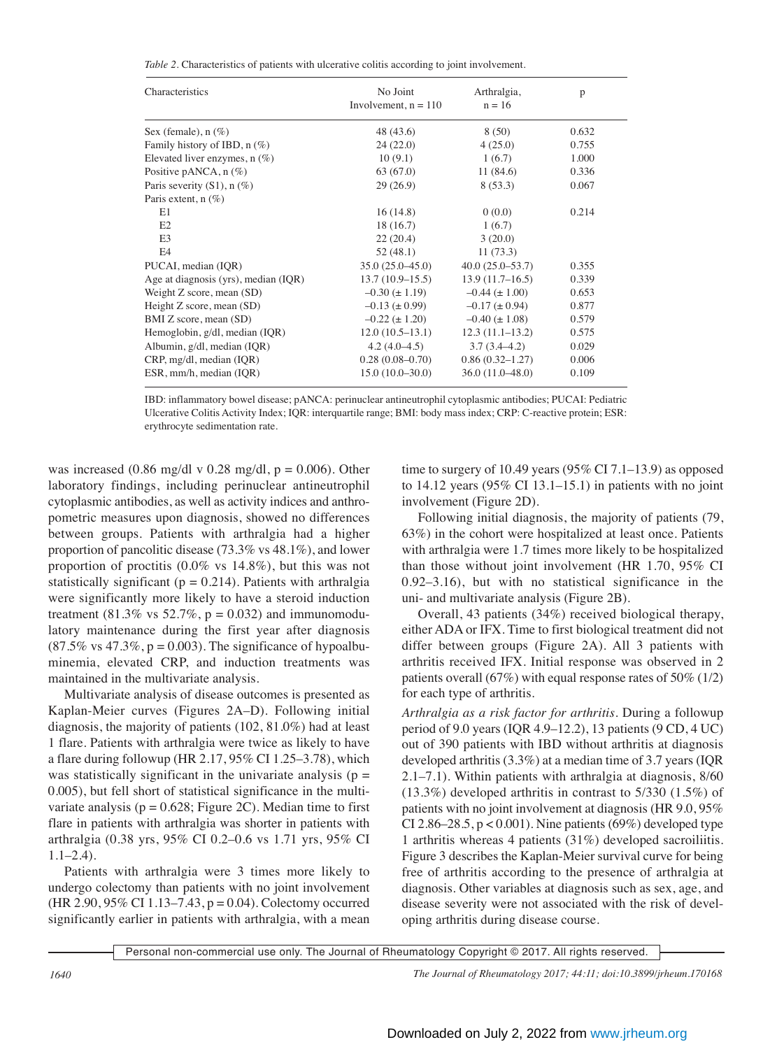*Table 2*. Characteristics of patients with ulcerative colitis according to joint involvement.

| Characteristics | No Joint Involvement, n = 110 | Arthralgia, n = 16 | p |
|---|---|---|---|
| Sex (female), n (%) | 48 (43.6) | 8 (50) | 0.632 |
| Family history of IBD, n (%) | 24 (22.0) | 4 (25.0) | 0.755 |
| Elevated liver enzymes, n (%) | 10 (9.1) | 1 (6.7) | 1.000 |
| Positive pANCA, n (%) | 63 (67.0) | 11 (84.6) | 0.336 |
| Paris severity (S1), n (%) | 29 (26.9) | 8 (53.3) | 0.067 |
| Paris extent, n (%) | | | |
| E1 | 16 (14.8) | 0 (0.0) | 0.214 |
| E2 | 18 (16.7) | 1 (6.7) | |
| E3 | 22 (20.4) | 3 (20.0) | |
| E4 | 52 (48.1) | 11 (73.3) | |
| PUCAI, median (IQR) | 35.0 (25.0–45.0) | 40.0 (25.0–53.7) | 0.355 |
| Age at diagnosis (yrs), median (IQR) | 13.7 (10.9–15.5) | 13.9 (11.7–16.5) | 0.339 |
| Weight Z score, mean (SD) | –0.30 (± 1.19) | –0.44 (± 1.00) | 0.653 |
| Height Z score, mean (SD) | –0.13 (± 0.99) | –0.17 (± 0.94) | 0.877 |
| BMI Z score, mean (SD) | –0.22 (± 1.20) | –0.40 (± 1.08) | 0.579 |
| Hemoglobin, g/dl, median (IQR) | 12.0 (10.5–13.1) | 12.3 (11.1–13.2) | 0.575 |
| Albumin, g/dl, median (IQR) | 4.2 (4.0–4.5) | 3.7 (3.4–4.2) | 0.029 |
| CRP, mg/dl, median (IQR) | 0.28 (0.08–0.70) | 0.86 (0.32–1.27) | 0.006 |
| ESR, mm/h, median (IQR) | 15.0 (10.0–30.0) | 36.0 (11.0–48.0) | 0.109 |

IBD: inflammatory bowel disease; pANCA: perinuclear antineutrophil cytoplasmic antibodies; PUCAI: Pediatric Ulcerative Colitis Activity Index; IQR: interquartile range; BMI: body mass index; CRP: C-reactive protein; ESR: erythrocyte sedimentation rate.

was increased (0.86 mg/dl v 0.28 mg/dl, p = 0.006). Other laboratory findings, including perinuclear antineutrophil cytoplasmic antibodies, as well as activity indices and anthropometric measures upon diagnosis, showed no differences between groups. Patients with arthralgia had a higher proportion of pancolitic disease (73.3% vs 48.1%), and lower proportion of proctitis (0.0% vs 14.8%), but this was not statistically significant (p = 0.214). Patients with arthralgia were significantly more likely to have a steroid induction treatment (81.3% vs 52.7%, p = 0.032) and immunomodulatory maintenance during the first year after diagnosis (87.5% vs 47.3%, p = 0.003). The significance of hypoalbuminemia, elevated CRP, and induction treatments was maintained in the multivariate analysis.

Multivariate analysis of disease outcomes is presented as Kaplan-Meier curves (Figures 2A–D). Following initial diagnosis, the majority of patients (102, 81.0%) had at least 1 flare. Patients with arthralgia were twice as likely to have a flare during followup (HR 2.17, 95% CI 1.25–3.78), which was statistically significant in the univariate analysis (p = 0.005), but fell short of statistical significance in the multivariate analysis (p = 0.628; Figure 2C). Median time to first flare in patients with arthralgia was shorter in patients with arthralgia (0.38 yrs, 95% CI 0.2–0.6 vs 1.71 yrs, 95% CI 1.1–2.4).

Patients with arthralgia were 3 times more likely to undergo colectomy than patients with no joint involvement (HR 2.90, 95% CI 1.13–7.43, p = 0.04). Colectomy occurred significantly earlier in patients with arthralgia, with a mean time to surgery of 10.49 years (95% CI 7.1–13.9) as opposed to 14.12 years (95% CI 13.1–15.1) in patients with no joint involvement (Figure 2D).

Following initial diagnosis, the majority of patients (79, 63%) in the cohort were hospitalized at least once. Patients with arthralgia were 1.7 times more likely to be hospitalized than those without joint involvement (HR 1.70, 95% CI 0.92–3.16), but with no statistical significance in the uni- and multivariate analysis (Figure 2B).

Overall, 43 patients (34%) received biological therapy, either ADA or IFX. Time to first biological treatment did not differ between groups (Figure 2A). All 3 patients with arthritis received IFX. Initial response was observed in 2 patients overall (67%) with equal response rates of 50% (1/2) for each type of arthritis.

*Arthralgia as a risk factor for arthritis*. During a followup period of 9.0 years (IQR 4.9–12.2), 13 patients (9 CD, 4 UC) out of 390 patients with IBD without arthritis at diagnosis developed arthritis (3.3%) at a median time of 3.7 years (IQR 2.1–7.1). Within patients with arthralgia at diagnosis, 8/60 (13.3%) developed arthritis in contrast to 5/330 (1.5%) of patients with no joint involvement at diagnosis (HR 9.0, 95% CI 2.86–28.5, p < 0.001). Nine patients (69%) developed type 1 arthritis whereas 4 patients (31%) developed sacroiliitis. Figure 3 describes the Kaplan-Meier survival curve for being free of arthritis according to the presence of arthralgia at diagnosis. Other variables at diagnosis such as sex, age, and disease severity were not associated with the risk of developing arthritis during disease course.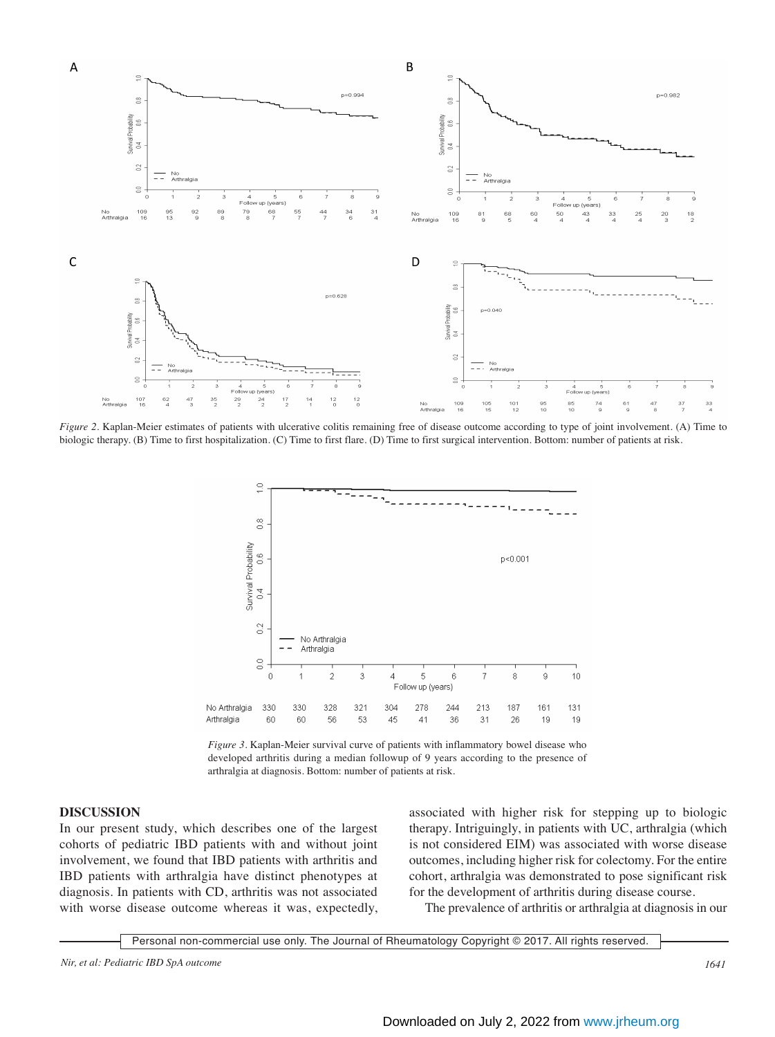*Figure 2*. Kaplan-Meier estimates of patients with ulcerative colitis remaining free of disease outcome according to type of joint involvement. (A) Time to biologic therapy. (B) Time to first hospitalization. (C) Time to first flare. (D) Time to first surgical intervention. Bottom: number of patients at risk.

*Figure 3*. Kaplan-Meier survival curve of patients with inflammatory bowel disease who developed arthritis during a median followup of 9 years according to the presence of arthralgia at diagnosis. Bottom: number of patients at risk.

## DISCUSSION

In our present study, which describes one of the largest cohorts of pediatric IBD patients with and without joint involvement, we found that IBD patients with arthritis and IBD patients with arthralgia have distinct phenotypes at diagnosis. In patients with CD, arthritis was not associated with worse disease outcome whereas it was, expectedly, associated with higher risk for stepping up to biologic therapy. Intriguingly, in patients with UC, arthralgia (which is not considered EIM) was associated with worse disease outcomes, including higher risk for colectomy. For the entire cohort, arthralgia was demonstrated to pose significant risk for the development of arthritis during disease course.

The prevalence of arthritis or arthralgia at diagnosis in our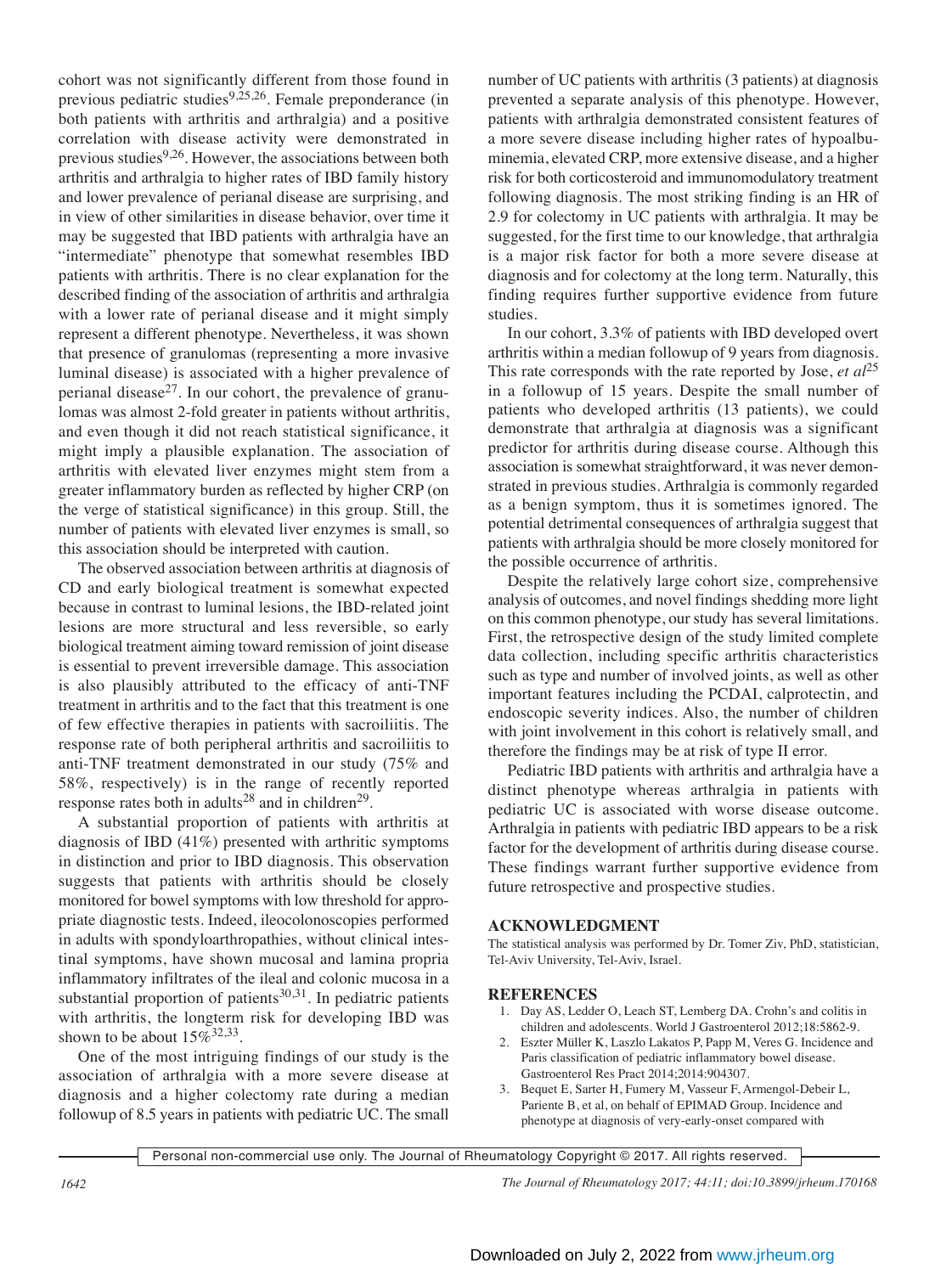cohort was not significantly different from those found in previous pediatric studies[9,25,26]. Female preponderance (in both patients with arthritis and arthralgia) and a positive correlation with disease activity were demonstrated in previous studies[9,26]. However, the associations between both arthritis and arthralgia to higher rates of IBD family history and lower prevalence of perianal disease are surprising, and in view of other similarities in disease behavior, over time it may be suggested that IBD patients with arthralgia have an "intermediate" phenotype that somewhat resembles IBD patients with arthritis. There is no clear explanation for the described finding of the association of arthritis and arthralgia with a lower rate of perianal disease and it might simply represent a different phenotype. Nevertheless, it was shown that presence of granulomas (representing a more invasive luminal disease) is associated with a higher prevalence of perianal disease[27]. In our cohort, the prevalence of granulomas was almost 2-fold greater in patients without arthritis, and even though it did not reach statistical significance, it might imply a plausible explanation. The association of arthritis with elevated liver enzymes might stem from a greater inflammatory burden as reflected by higher CRP (on the verge of statistical significance) in this group. Still, the number of patients with elevated liver enzymes is small, so this association should be interpreted with caution.

The observed association between arthritis at diagnosis of CD and early biological treatment is somewhat expected because in contrast to luminal lesions, the IBD-related joint lesions are more structural and less reversible, so early biological treatment aiming toward remission of joint disease is essential to prevent irreversible damage. This association is also plausibly attributed to the efficacy of anti-TNF treatment in arthritis and to the fact that this treatment is one of few effective therapies in patients with sacroiliitis. The response rate of both peripheral arthritis and sacroiliitis to anti-TNF treatment demonstrated in our study (75% and 58%, respectively) is in the range of recently reported response rates both in adults[28] and in children[29].

A substantial proportion of patients with arthritis at diagnosis of IBD (41%) presented with arthritic symptoms in distinction and prior to IBD diagnosis. This observation suggests that patients with arthritis should be closely monitored for bowel symptoms with low threshold for appropriate diagnostic tests. Indeed, ileocolonoscopies performed in adults with spondyloarthropathies, without clinical intestinal symptoms, have shown mucosal and lamina propria inflammatory infiltrates of the ileal and colonic mucosa in a substantial proportion of patients[30,31]. In pediatric patients with arthritis, the longterm risk for developing IBD was shown to be about 15%[32,33].

One of the most intriguing findings of our study is the association of arthralgia with a more severe disease at diagnosis and a higher colectomy rate during a median followup of 8.5 years in patients with pediatric UC. The small number of UC patients with arthritis (3 patients) at diagnosis prevented a separate analysis of this phenotype. However, patients with arthralgia demonstrated consistent features of a more severe disease including higher rates of hypoalbuminemia, elevated CRP, more extensive disease, and a higher risk for both corticosteroid and immunomodulatory treatment following diagnosis. The most striking finding is an HR of 2.9 for colectomy in UC patients with arthralgia. It may be suggested, for the first time to our knowledge, that arthralgia is a major risk factor for both a more severe disease at diagnosis and for colectomy at the long term. Naturally, this finding requires further supportive evidence from future studies.

In our cohort, 3.3% of patients with IBD developed overt arthritis within a median followup of 9 years from diagnosis. This rate corresponds with the rate reported by Jose, *et al*[25] in a followup of 15 years. Despite the small number of patients who developed arthritis (13 patients), we could demonstrate that arthralgia at diagnosis was a significant predictor for arthritis during disease course. Although this association is somewhat straightforward, it was never demonstrated in previous studies. Arthralgia is commonly regarded as a benign symptom, thus it is sometimes ignored. The potential detrimental consequences of arthralgia suggest that patients with arthralgia should be more closely monitored for the possible occurrence of arthritis.

Despite the relatively large cohort size, comprehensive analysis of outcomes, and novel findings shedding more light on this common phenotype, our study has several limitations. First, the retrospective design of the study limited complete data collection, including specific arthritis characteristics such as type and number of involved joints, as well as other important features including the PCDAI, calprotectin, and endoscopic severity indices. Also, the number of children with joint involvement in this cohort is relatively small, and therefore the findings may be at risk of type II error.

Pediatric IBD patients with arthritis and arthralgia have a distinct phenotype whereas arthralgia in patients with pediatric UC is associated with worse disease outcome. Arthralgia in patients with pediatric IBD appears to be a risk factor for the development of arthritis during disease course. These findings warrant further supportive evidence from future retrospective and prospective studies.

## ACKNOWLEDGMENT

The statistical analysis was performed by Dr. Tomer Ziv, PhD, statistician, Tel-Aviv University, Tel-Aviv, Israel.

## REFERENCES

1. Day AS, Ledder O, Leach ST, Lemberg DA. Crohn's and colitis in children and adolescents. World J Gastroenterol 2012;18:5862-9.
2. Eszter Müller K, Laszlo Lakatos P, Papp M, Veres G. Incidence and Paris classification of pediatric inflammatory bowel disease. Gastroenterol Res Pract 2014;2014:904307.
3. Bequet E, Sarter H, Fumery M, Vasseur F, Armengol-Debeir L, Pariente B, et al, on behalf of EPIMAD Group. Incidence and phenotype at diagnosis of very-early-onset compared with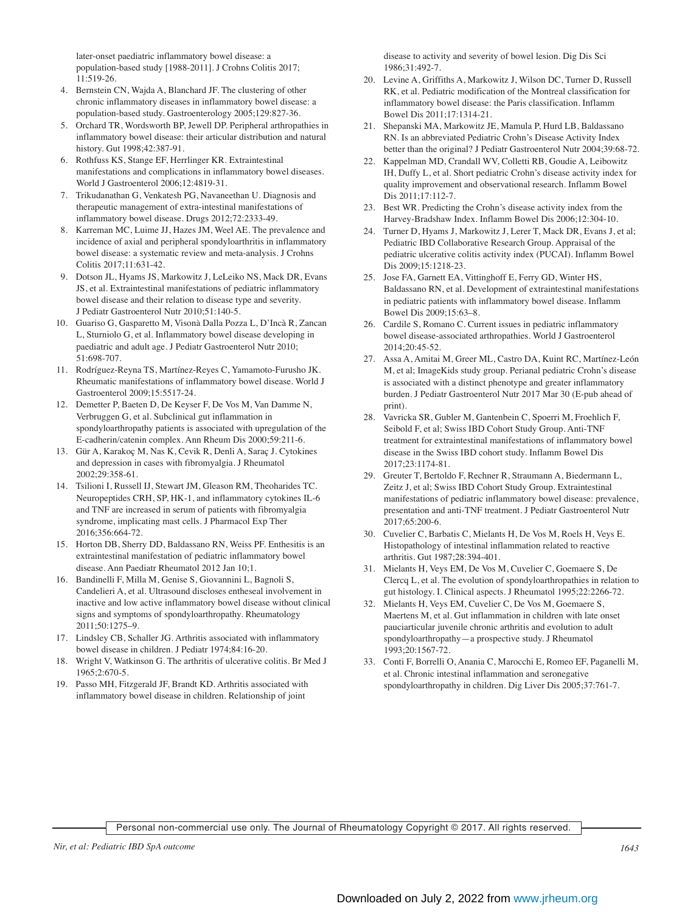later-onset paediatric inflammatory bowel disease: a population-based study [1988-2011]. J Crohns Colitis 2017; 11:519-26.

4. Bernstein CN, Wajda A, Blanchard JF. The clustering of other chronic inflammatory diseases in inflammatory bowel disease: a population-based study. Gastroenterology 2005;129:827-36.
5. Orchard TR, Wordsworth BP, Jewell DP. Peripheral arthropathies in inflammatory bowel disease: their articular distribution and natural history. Gut 1998;42:387-91.
6. Rothfuss KS, Stange EF, Herrlinger KR. Extraintestinal manifestations and complications in inflammatory bowel diseases. World J Gastroenterol 2006;12:4819-31.
7. Trikudanathan G, Venkatesh PG, Navaneethan U. Diagnosis and therapeutic management of extra-intestinal manifestations of inflammatory bowel disease. Drugs 2012;72:2333-49.
8. Karreman MC, Luime JJ, Hazes JM, Weel AE. The prevalence and incidence of axial and peripheral spondyloarthritis in inflammatory bowel disease: a systematic review and meta-analysis. J Crohns Colitis 2017;11:631-42.
9. Dotson JL, Hyams JS, Markowitz J, LeLeiko NS, Mack DR, Evans JS, et al. Extraintestinal manifestations of pediatric inflammatory bowel disease and their relation to disease type and severity. J Pediatr Gastroenterol Nutr 2010;51:140-5.
10. Guariso G, Gasparetto M, Visonà Dalla Pozza L, D'Incà R, Zancan L, Sturniolo G, et al. Inflammatory bowel disease developing in paediatric and adult age. J Pediatr Gastroenterol Nutr 2010; 51:698-707.
11. Rodríguez-Reyna TS, Martínez-Reyes C, Yamamoto-Furusho JK. Rheumatic manifestations of inflammatory bowel disease. World J Gastroenterol 2009;15:5517-24.
12. Demetter P, Baeten D, De Keyser F, De Vos M, Van Damme N, Verbruggen G, et al. Subclinical gut inflammation in spondyloarthropathy patients is associated with upregulation of the E-cadherin/catenin complex. Ann Rheum Dis 2000;59:211-6.
13. Gür A, Karakoç M, Nas K, Cevik R, Denli A, Saraç J. Cytokines and depression in cases with fibromyalgia. J Rheumatol 2002;29:358-61.
14. Tsilioni I, Russell IJ, Stewart JM, Gleason RM, Theoharides TC. Neuropeptides CRH, SP, HK-1, and inflammatory cytokines IL-6 and TNF are increased in serum of patients with fibromyalgia syndrome, implicating mast cells. J Pharmacol Exp Ther 2016;356:664-72.
15. Horton DB, Sherry DD, Baldassano RN, Weiss PF. Enthesitis is an extraintestinal manifestation of pediatric inflammatory bowel disease. Ann Paediatr Rheumatol 2012 Jan 10;1.
16. Bandinelli F, Milla M, Genise S, Giovannini L, Bagnoli S, Candelieri A, et al. Ultrasound discloses entheseal involvement in inactive and low active inflammatory bowel disease without clinical signs and symptoms of spondyloarthropathy. Rheumatology 2011;50:1275–9.
17. Lindsley CB, Schaller JG. Arthritis associated with inflammatory bowel disease in children. J Pediatr 1974;84:16-20.
18. Wright V, Watkinson G. The arthritis of ulcerative colitis. Br Med J 1965;2:670-5.
19. Passo MH, Fitzgerald JF, Brandt KD. Arthritis associated with inflammatory bowel disease in children. Relationship of joint disease to activity and severity of bowel lesion. Dig Dis Sci 1986;31:492-7.
20. Levine A, Griffiths A, Markowitz J, Wilson DC, Turner D, Russell RK, et al. Pediatric modification of the Montreal classification for inflammatory bowel disease: the Paris classification. Inflamm Bowel Dis 2011;17:1314-21.
21. Shepanski MA, Markowitz JE, Mamula P, Hurd LB, Baldassano RN. Is an abbreviated Pediatric Crohn's Disease Activity Index better than the original? J Pediatr Gastroenterol Nutr 2004;39:68-72.
22. Kappelman MD, Crandall WV, Colletti RB, Goudie A, Leibowitz IH, Duffy L, et al. Short pediatric Crohn's disease activity index for quality improvement and observational research. Inflamm Bowel Dis 2011;17:112-7.
23. Best WR. Predicting the Crohn's disease activity index from the Harvey-Bradshaw Index. Inflamm Bowel Dis 2006;12:304-10.
24. Turner D, Hyams J, Markowitz J, Lerer T, Mack DR, Evans J, et al; Pediatric IBD Collaborative Research Group. Appraisal of the pediatric ulcerative colitis activity index (PUCAI). Inflamm Bowel Dis 2009;15:1218-23.
25. Jose FA, Garnett EA, Vittinghoff E, Ferry GD, Winter HS, Baldassano RN, et al. Development of extraintestinal manifestations in pediatric patients with inflammatory bowel disease. Inflamm Bowel Dis 2009;15:63–8.
26. Cardile S, Romano C. Current issues in pediatric inflammatory bowel disease-associated arthropathies. World J Gastroenterol 2014;20:45-52.
27. Assa A, Amitai M, Greer ML, Castro DA, Kuint RC, Martínez-León M, et al; ImageKids study group. Perianal pediatric Crohn's disease is associated with a distinct phenotype and greater inflammatory burden. J Pediatr Gastroenterol Nutr 2017 Mar 30 (E-pub ahead of print).
28. Vavricka SR, Gubler M, Gantenbein C, Spoerri M, Froehlich F, Seibold F, et al; Swiss IBD Cohort Study Group. Anti-TNF treatment for extraintestinal manifestations of inflammatory bowel disease in the Swiss IBD cohort study. Inflamm Bowel Dis 2017;23:1174-81.
29. Greuter T, Bertoldo F, Rechner R, Straumann A, Biedermann L, Zeitz J, et al; Swiss IBD Cohort Study Group. Extraintestinal manifestations of pediatric inflammatory bowel disease: prevalence, presentation and anti-TNF treatment. J Pediatr Gastroenterol Nutr 2017;65:200-6.
30. Cuvelier C, Barbatis C, Mielants H, De Vos M, Roels H, Veys E. Histopathology of intestinal inflammation related to reactive arthritis. Gut 1987;28:394-401.
31. Mielants H, Veys EM, De Vos M, Cuvelier C, Goemaere S, De Clercq L, et al. The evolution of spondyloarthropathies in relation to gut histology. I. Clinical aspects. J Rheumatol 1995;22:2266-72.
32. Mielants H, Veys EM, Cuvelier C, De Vos M, Goemaere S, Maertens M, et al. Gut inflammation in children with late onset pauciarticular juvenile chronic arthritis and evolution to adult spondyloarthropathy—a prospective study. J Rheumatol 1993;20:1567-72.
33. Conti F, Borrelli O, Anania C, Marocchi E, Romeo EF, Paganelli M, et al. Chronic intestinal inflammation and seronegative spondyloarthropathy in children. Dig Liver Dis 2005;37:761-7.